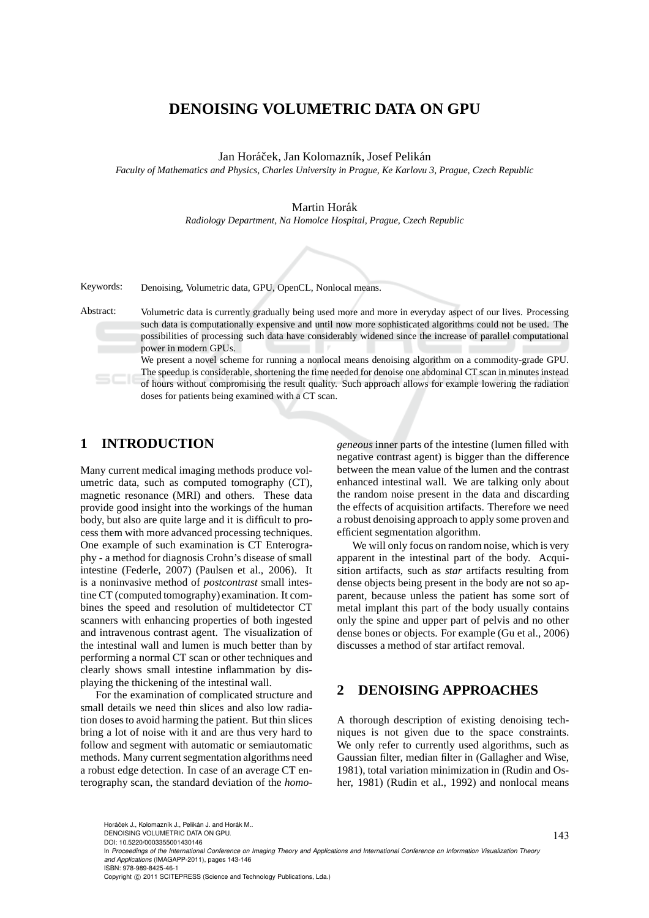# DENOISING VOLUMETRIC DATA ON GPU

Jan Horáček, Jan Kolomazník, Josef Pelikán

*Faculty of Mathematics and Physics, Charles University in Prague, Ke Karlovu 3, Prague, Czech Republic*

Martin Horák

*Radiology Department, Na Homolce Hospital, Prague, Czech Republic*

Keywords: Denoising, Volumetric data, GPU, OpenCL, Nonlocal means.

Abstract: Volumetric data is currently gradually being used more and more in everyday aspect of our lives. Processing such data is computationally expensive and until now more sophisticated algorithms could not be used. The possibilities of processing such data have considerably widened since the increase of parallel computational power in modern GPUs.

We present a novel scheme for running a nonlocal means denoising algorithm on a commodity-grade GPU. The speedup is considerable, shortening the time needed for denoise one abdominal CT scan in minutes instead of hours without compromising the result quality. Such approach allows for example lowering the radiation doses for patients being examined with a CT scan.

## 1 INTRODUCTION

Many current medical imaging methods produce volumetric data, such as computed tomography (CT), magnetic resonance (MRI) and others. These data provide good insight into the workings of the human body, but also are quite large and it is difficult to process them with more advanced processing techniques. One example of such examination is CT Enterography - a method for diagnosis Crohn's disease of small intestine (Federle, 2007) (Paulsen et al., 2006). It is a noninvasive method of *postcontrast* small intestine CT (computed tomography) examination. It combines the speed and resolution of multidetector CT scanners with enhancing properties of both ingested and intravenous contrast agent. The visualization of the intestinal wall and lumen is much better than by performing a normal CT scan or other techniques and clearly shows small intestine inflammation by displaying the thickening of the intestinal wall.

For the examination of complicated structure and small details we need thin slices and also low radiation doses to avoid harming the patient. But thin slices bring a lot of noise with it and are thus very hard to follow and segment with automatic or semiautomatic methods. Many current segmentation algorithms need a robust edge detection. In case of an average CT enterography scan, the standard deviation of the *homogeneous* inner parts of the intestine (lumen filled with negative contrast agent) is bigger than the difference between the mean value of the lumen and the contrast enhanced intestinal wall. We are talking only about the random noise present in the data and discarding the effects of acquisition artifacts. Therefore we need a robust denoising approach to apply some proven and efficient segmentation algorithm.

We will only focus on random noise, which is very apparent in the intestinal part of the body. Acquisition artifacts, such as *star* artifacts resulting from dense objects being present in the body are not so apparent, because unless the patient has some sort of metal implant this part of the body usually contains only the spine and upper part of pelvis and no other dense bones or objects. For example (Gu et al., 2006) discusses a method of star artifact removal.

## 2 DENOISING APPROACHES

A thorough description of existing denoising techniques is not given due to the space constraints. We only refer to currently used algorithms, such as Gaussian filter, median filter in (Gallagher and Wise, 1981), total variation minimization in (Rudin and Osher, 1981) (Rudin et al., 1992) and nonlocal means

Horáček J., Kolomazník J., Pelikán J. and Horák M..
DENOISING VOLUMETRIC DATA ON GPU.
DOI: 10.5220/0003355001430146
In *Proceedings of the International Conference on Imaging Theory and Applications and International Conference on Information Visualization Theory and Applications* (IMAGAPP-2011), pages 143-146
ISBN: 978-989-8425-46-1
Copyright © 2011 SCITEPRESS (Science and Technology Publications, Lda.)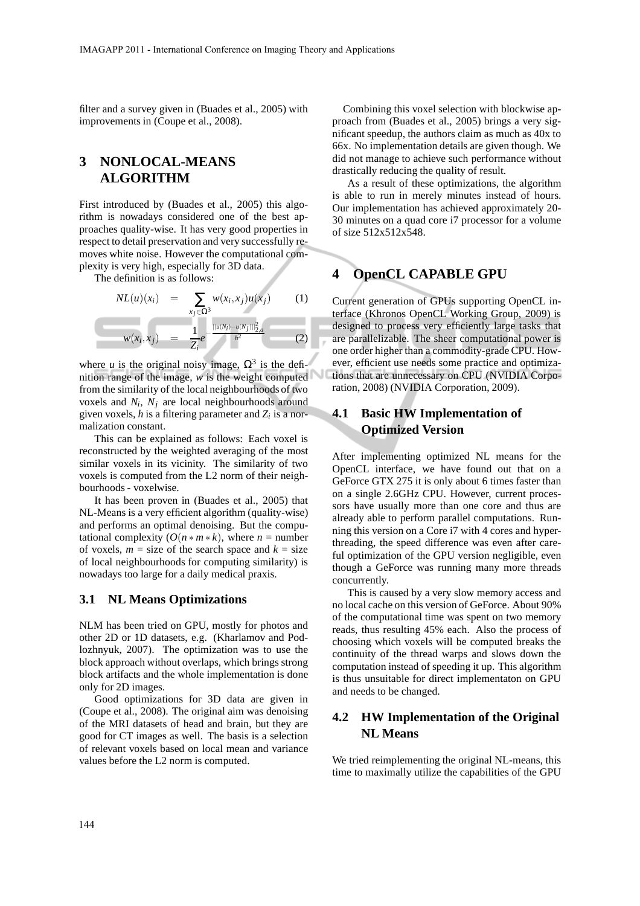filter and a survey given in (Buades et al., 2005) with improvements in (Coupe et al., 2008).

## 3 NONLOCAL-MEANS ALGORITHM

First introduced by (Buades et al., 2005) this algorithm is nowadays considered one of the best approaches quality-wise. It has very good properties in respect to detail preservation and very successfully removes white noise. However the computational complexity is very high, especially for 3D data.

The definition is as follows:

$$NL(u)(x_i) = \sum_{x_j \in \Omega^3} w(x_i, x_j) u(x_j) \qquad (1)$$

$$w(x_i, x_j) = \frac{1}{Z_i} e^{-\frac{||u(N_i) - u(N_j)||^2_{2,a}}{h^2}} \qquad (2)$$

where $u$ is the original noisy image, $\Omega^3$ is the definition range of the image, $w$ is the weight computed from the similarity of the local neighbourhoods of two voxels and $N_i$, $N_j$ are local neighbourhoods around given voxels, $h$ is a filtering parameter and $Z_i$ is a normalization constant.

This can be explained as follows: Each voxel is reconstructed by the weighted averaging of the most similar voxels in its vicinity. The similarity of two voxels is computed from the L2 norm of their neighbourhoods - voxelwise.

It has been proven in (Buades et al., 2005) that NL-Means is a very efficient algorithm (quality-wise) and performs an optimal denoising. But the computational complexity ($O(n*m*k)$, where $n$ = number of voxels, $m$ = size of the search space and $k$ = size of local neighbourhoods for computing similarity) is nowadays too large for a daily medical praxis.

### 3.1 NL Means Optimizations

NLM has been tried on GPU, mostly for photos and other 2D or 1D datasets, e.g. (Kharlamov and Podlozhnyuk, 2007). The optimization was to use the block approach without overlaps, which brings strong block artifacts and the whole implementation is done only for 2D images.

Good optimizations for 3D data are given in (Coupe et al., 2008). The original aim was denoising of the MRI datasets of head and brain, but they are good for CT images as well. The basis is a selection of relevant voxels based on local mean and variance values before the L2 norm is computed.

Combining this voxel selection with blockwise approach from (Buades et al., 2005) brings a very significant speedup, the authors claim as much as 40x to 66x. No implementation details are given though. We did not manage to achieve such performance without drastically reducing the quality of result.

As a result of these optimizations, the algorithm is able to run in merely minutes instead of hours. Our implementation has achieved approximately 20-30 minutes on a quad core i7 processor for a volume of size 512x512x548.

## 4 OpenCL CAPABLE GPU

Current generation of GPUs supporting OpenCL interface (Khronos OpenCL Working Group, 2009) is designed to process very efficiently large tasks that are parallelizable. The sheer computational power is one order higher than a commodity-grade CPU. However, efficient use needs some practice and optimizations that are unnecessary on CPU (NVIDIA Corporation, 2008) (NVIDIA Corporation, 2009).

### 4.1 Basic HW Implementation of Optimized Version

After implementing optimized NL means for the OpenCL interface, we have found out that on a GeForce GTX 275 it is only about 6 times faster than on a single 2.6GHz CPU. However, current processors have usually more than one core and thus are already able to perform parallel computations. Running this version on a Core i7 with 4 cores and hyperthreading, the speed difference was even after careful optimization of the GPU version negligible, even though a GeForce was running many more threads concurrently.

This is caused by a very slow memory access and no local cache on this version of GeForce. About 90% of the computational time was spent on two memory reads, thus resulting 45% each. Also the process of choosing which voxels will be computed breaks the continuity of the thread warps and slows down the computation instead of speeding it up. This algorithm is thus unsuitable for direct implementaton on GPU and needs to be changed.

### 4.2 HW Implementation of the Original NL Means

We tried reimplementing the original NL-means, this time to maximally utilize the capabilities of the GPU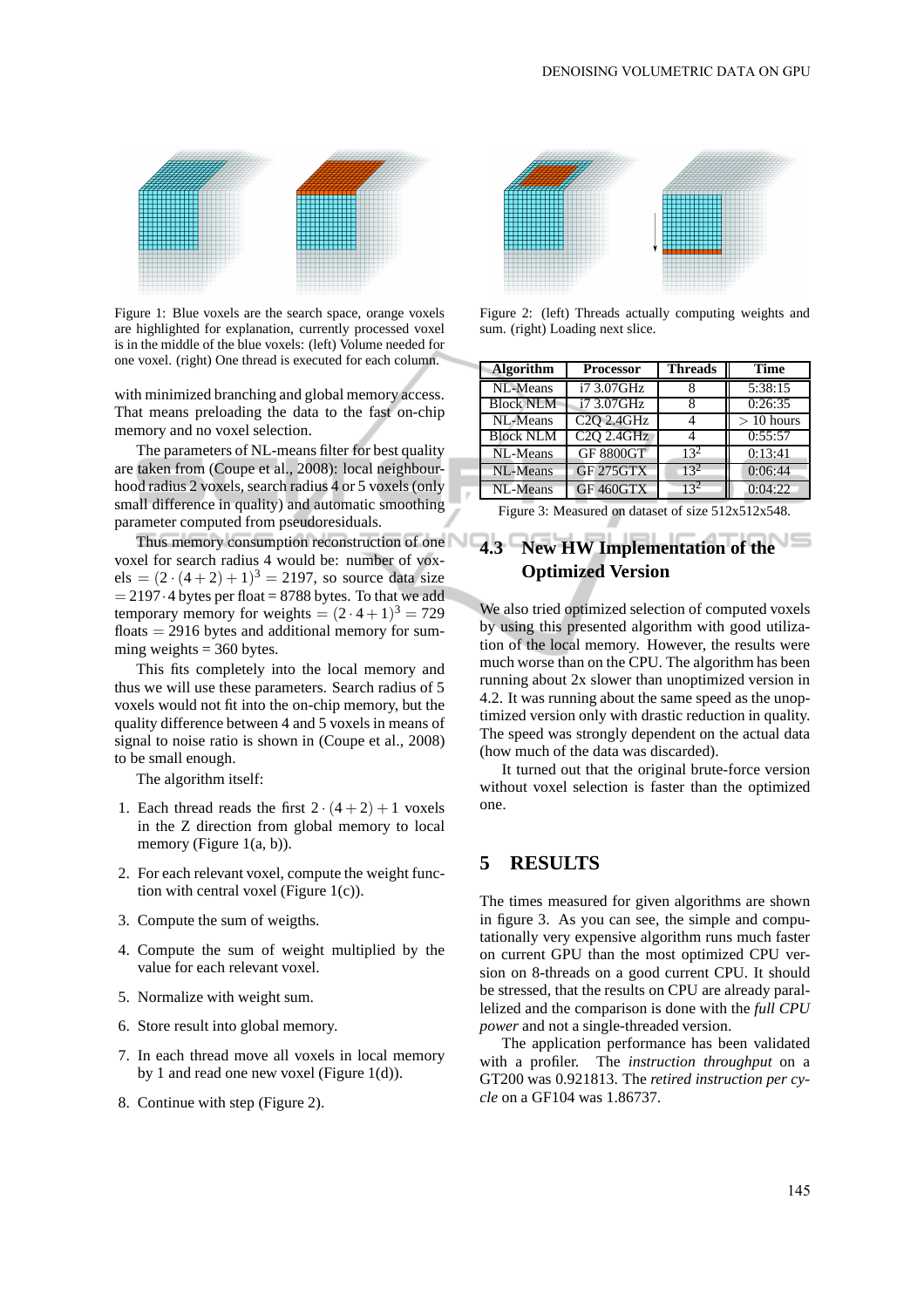Figure 1: Blue voxels are the search space, orange voxels are highlighted for explanation, currently processed voxel is in the middle of the blue voxels: (left) Volume needed for one voxel. (right) One thread is executed for each column.

with minimized branching and global memory access. That means preloading the data to the fast on-chip memory and no voxel selection.

The parameters of NL-means filter for best quality are taken from (Coupe et al., 2008): local neighbourhood radius 2 voxels, search radius 4 or 5 voxels (only small difference in quality) and automatic smoothing parameter computed from pseudoresiduals.

Thus memory consumption reconstruction of one voxel for search radius 4 would be: number of voxels $= (2 \cdot (4+2)+1)^3 = 2197$, so source data size $= 2197 \cdot 4$ bytes per float = 8788 bytes. To that we add temporary memory for weights $= (2 \cdot 4+1)^3 = 729$ floats $= 2916$ bytes and additional memory for summing weights = 360 bytes.

This fits completely into the local memory and thus we will use these parameters. Search radius of 5 voxels would not fit into the on-chip memory, but the quality difference between 4 and 5 voxels in means of signal to noise ratio is shown in (Coupe et al., 2008) to be small enough.

The algorithm itself:

1. Each thread reads the first $2 \cdot (4+2)+1$ voxels in the Z direction from global memory to local memory (Figure 1(a, b)).
2. For each relevant voxel, compute the weight function with central voxel (Figure 1(c)).
3. Compute the sum of weigths.
4. Compute the sum of weight multiplied by the value for each relevant voxel.
5. Normalize with weight sum.
6. Store result into global memory.
7. In each thread move all voxels in local memory by 1 and read one new voxel (Figure 1(d)).
8. Continue with step (Figure 2).

Figure 2: (left) Threads actually computing weights and sum. (right) Loading next slice.

| Algorithm | Processor | Threads | Time |
|---|---|---|---|
| NL-Means | i7 3.07GHz | 8 | 5:38:15 |
| Block NLM | i7 3.07GHz | 8 | 0:26:35 |
| NL-Means | C2Q 2.4GHz | 4 | > 10 hours |
| Block NLM | C2Q 2.4GHz | 4 | 0:55:57 |
| NL-Means | GF 8800GT | $13^2$ | 0:13:41 |
| NL-Means | GF 275GTX | $13^2$ | 0:06:44 |
| NL-Means | GF 460GTX | $13^2$ | 0:04:22 |

Figure 3: Measured on dataset of size 512x512x548.

### 4.3 New HW Implementation of the Optimized Version

We also tried optimized selection of computed voxels by using this presented algorithm with good utilization of the local memory. However, the results were much worse than on the CPU. The algorithm has been running about 2x slower than unoptimized version in 4.2. It was running about the same speed as the unoptimized version only with drastic reduction in quality. The speed was strongly dependent on the actual data (how much of the data was discarded).

It turned out that the original brute-force version without voxel selection is faster than the optimized one.

## 5 RESULTS

The times measured for given algorithms are shown in figure 3. As you can see, the simple and computationally very expensive algorithm runs much faster on current GPU than the most optimized CPU version on 8-threads on a good current CPU. It should be stressed, that the results on CPU are already parallelized and the comparison is done with the *full CPU power* and not a single-threaded version.

The application performance has been validated with a profiler. The *instruction throughput* on a GT200 was 0.921813. The *retired instruction per cycle* on a GF104 was 1.86737.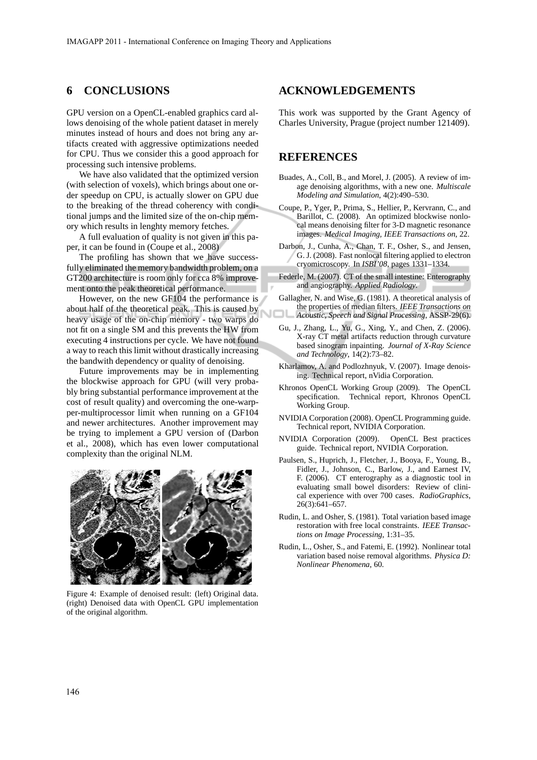## 6 CONCLUSIONS

GPU version on a OpenCL-enabled graphics card allows denoising of the whole patient dataset in merely minutes instead of hours and does not bring any artifacts created with aggressive optimizations needed for CPU. Thus we consider this a good approach for processing such intensive problems.

We have also validated that the optimized version (with selection of voxels), which brings about one order speedup on CPU, is actually slower on GPU due to the breaking of the thread coherency with conditional jumps and the limited size of the on-chip memory which results in lenghty memory fetches.

A full evaluation of quality is not given in this paper, it can be found in (Coupe et al., 2008)

The profiling has shown that we have successfully eliminated the memory bandwidth problem, on a GT200 architecture is room only for cca 8% improvement onto the peak theoretical performance.

However, on the new GF104 the performance is about half of the theoretical peak. This is caused by heavy usage of the on-chip memory - two warps do not fit on a single SM and this prevents the HW from executing 4 instructions per cycle. We have not found a way to reach this limit without drastically increasing the bandwith dependency or quality of denoising.

Future improvements may be in implementing the blockwise approach for GPU (will very probably bring substantial performance improvement at the cost of result quality) and overcoming the one-warp-per-multiprocessor limit when running on a GF104 and newer architectures. Another improvement may be trying to implement a GPU version of (Darbon et al., 2008), which has even lower computational complexity than the original NLM.

Figure 4: Example of denoised result: (left) Original data. (right) Denoised data with OpenCL GPU implementation of the original algorithm.

## ACKNOWLEDGEMENTS

This work was supported by the Grant Agency of Charles University, Prague (project number 121409).

## REFERENCES

Buades, A., Coll, B., and Morel, J. (2005). A review of image denoising algorithms, with a new one. *Multiscale Modeling and Simulation*, 4(2):490–530.

Coupe, P., Yger, P., Prima, S., Hellier, P., Kervrann, C., and Barillot, C. (2008). An optimized blockwise nonlocal means denoising filter for 3-D magnetic resonance images. *Medical Imaging, IEEE Transactions on*, 22.

Darbon, J., Cunha, A., Chan, T. F., Osher, S., and Jensen, G. J. (2008). Fast nonlocal filtering applied to electron cryomicroscopy. In *ISBI'08*, pages 1331–1334.

Federle, M. (2007). CT of the small intestine: Enterography and angiography. *Applied Radiology*.

Gallagher, N. and Wise, G. (1981). A theoretical analysis of the properties of median filters. *IEEE Transactions on Acoustic, Speech and Signal Processing*, ASSP-29(6).

Gu, J., Zhang, L., Yu, G., Xing, Y., and Chen, Z. (2006). X-ray CT metal artifacts reduction through curvature based sinogram inpainting. *Journal of X-Ray Science and Technology*, 14(2):73–82.

Kharlamov, A. and Podlozhnyuk, V. (2007). Image denoising. Technical report, nVidia Corporation.

Khronos OpenCL Working Group (2009). The OpenCL specification. Technical report, Khronos OpenCL Working Group.

NVIDIA Corporation (2008). OpenCL Programming guide. Technical report, NVIDIA Corporation.

NVIDIA Corporation (2009). OpenCL Best practices guide. Technical report, NVIDIA Corporation.

Paulsen, S., Huprich, J., Fletcher, J., Booya, F., Young, B., Fidler, J., Johnson, C., Barlow, J., and Earnest IV, F. (2006). CT enterography as a diagnostic tool in evaluating small bowel disorders: Review of clinical experience with over 700 cases. *RadioGraphics*, 26(3):641–657.

Rudin, L. and Osher, S. (1981). Total variation based image restoration with free local constraints. *IEEE Transactions on Image Processing*, 1:31–35.

Rudin, L., Osher, S., and Fatemi, E. (1992). Nonlinear total variation based noise removal algorithms. *Physica D: Nonlinear Phenomena*, 60.